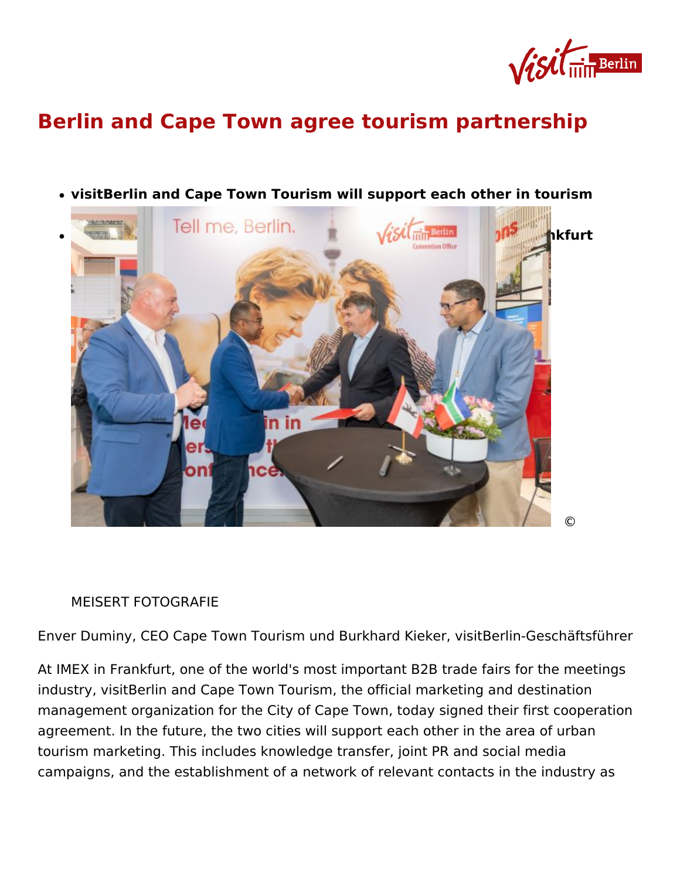# Berlin and Cape Town agree tourism partnership

- **visitBerlin and Cape Town Tourism will support each other in tourism**
- **...kfurt**

© MEISERT FOTOGRAFIE

Enver Duminy, CEO Cape Town Tourism und Burkhard Kieker, visitBerlin-Geschäftsführer

At IMEX in Frankfurt, one of the world's most important B2B trade fairs for the meetings industry, visitBerlin and Cape Town Tourism, the official marketing and destination management organization for the City of Cape Town, today signed their first cooperation agreement. In the future, the two cities will support each other in the area of urban tourism marketing. This includes knowledge transfer, joint PR and social media campaigns, and the establishment of a network of relevant contacts in the industry as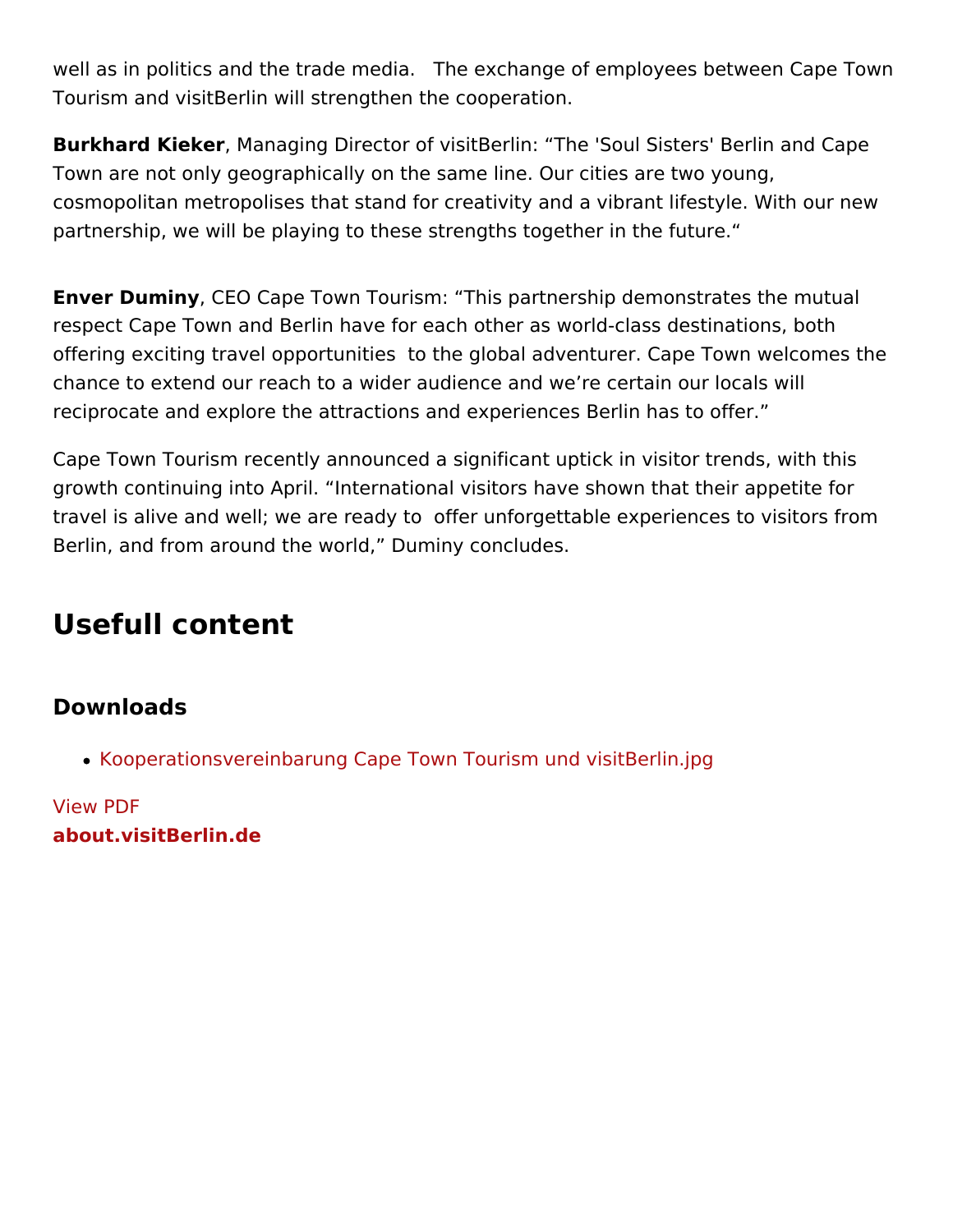well as in politics and the trade media.  The exchange of employees between Cape Town Tourism and visitBerlin will strengthen the cooperation.

**Burkhard Kieker**, Managing Director of visitBerlin: “The 'Soul Sisters' Berlin and Cape Town are not only geographically on the same line. Our cities are two young, cosmopolitan metropolises that stand for creativity and a vibrant lifestyle. With our new partnership, we will be playing to these strengths together in the future.“

**Enver Duminy**, CEO Cape Town Tourism: “This partnership demonstrates the mutual respect Cape Town and Berlin have for each other as world-class destinations, both offering exciting travel opportunities  to the global adventurer. Cape Town welcomes the chance to extend our reach to a wider audience and we’re certain our locals will reciprocate and explore the attractions and experiences Berlin has to offer.”

Cape Town Tourism recently announced a significant uptick in visitor trends, with this growth continuing into April. “International visitors have shown that their appetite for travel is alive and well; we are ready to  offer unforgettable experiences to visitors from Berlin, and from around the world,” Duminy concludes.

## Usefull content

### Downloads

- Kooperationsvereinbarung Cape Town Tourism und visitBerlin.jpg

View PDF
**about.visitBerlin.de**